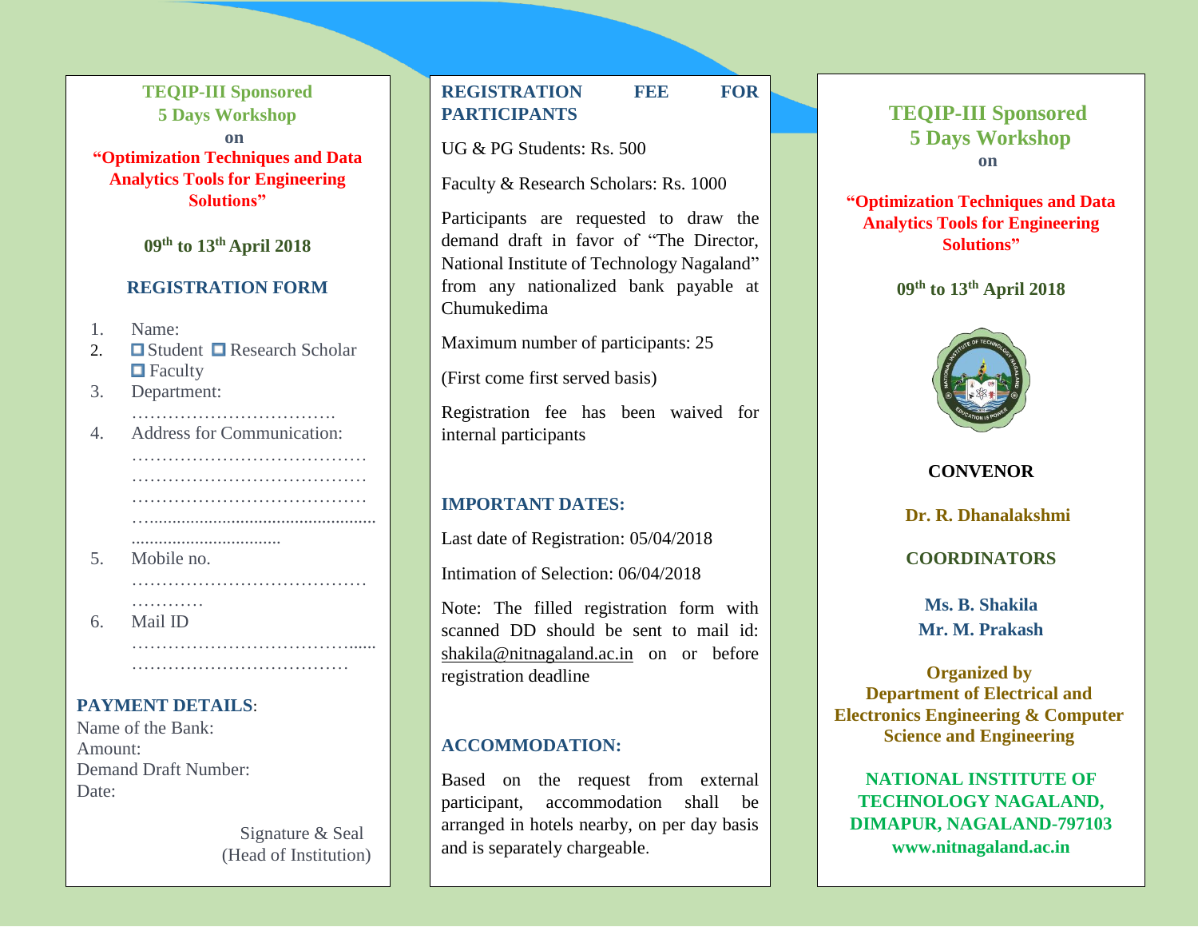**TEQIP-III Sponsored**
**5 Days Workshop**
**on**
**"Optimization Techniques and Data Analytics Tools for Engineering Solutions"**

**09th to 13th April 2018**

## REGISTRATION FORM

1. Name:
2. ☐ Student ☐ Research Scholar ☐ Faculty
3. Department: …………………………….
4. Address for Communication: ………………………………… ………………………………… ………………………………… …................................................ ................................
5. Mobile no. ………………………………… …………
6. Mail ID …………………………………...... ………………………………

**PAYMENT DETAILS**:
Name of the Bank:
Amount:
Demand Draft Number:
Date:

Signature & Seal
(Head of Institution)

## REGISTRATION FEE FOR PARTICIPANTS

UG & PG Students: Rs. 500

Faculty & Research Scholars: Rs. 1000

Participants are requested to draw the demand draft in favor of "The Director, National Institute of Technology Nagaland" from any nationalized bank payable at Chumukedima

Maximum number of participants: 25

(First come first served basis)

Registration fee has waived for internal participants

## IMPORTANT DATES:

Last date of Registration: 05/04/2018

Intimation of Selection: 06/04/2018

Note: The filled registration form with scanned DD should be sent to mail id: shakila@nitnagaland.ac.in on or before registration deadline

## ACCOMMODATION:

Based on the request from external participant, accommodation shall be arranged in hotels nearby, on per day basis and is separately chargeable.

**TEQIP-III Sponsored**
**5 Days Workshop**
**on**

**"Optimization Techniques and Data Analytics Tools for Engineering Solutions"**

**09th to 13th April 2018**

**CONVENOR**

**Dr. R. Dhanalakshmi**

**COORDINATORS**

**Ms. B. Shakila**
**Mr. M. Prakash**

**Organized by**
**Department of Electrical and Electronics Engineering & Computer Science and Engineering**

**NATIONAL INSTITUTE OF TECHNOLOGY NAGALAND, DIMAPUR, NAGALAND-797103**
**www.nitnagaland.ac.in**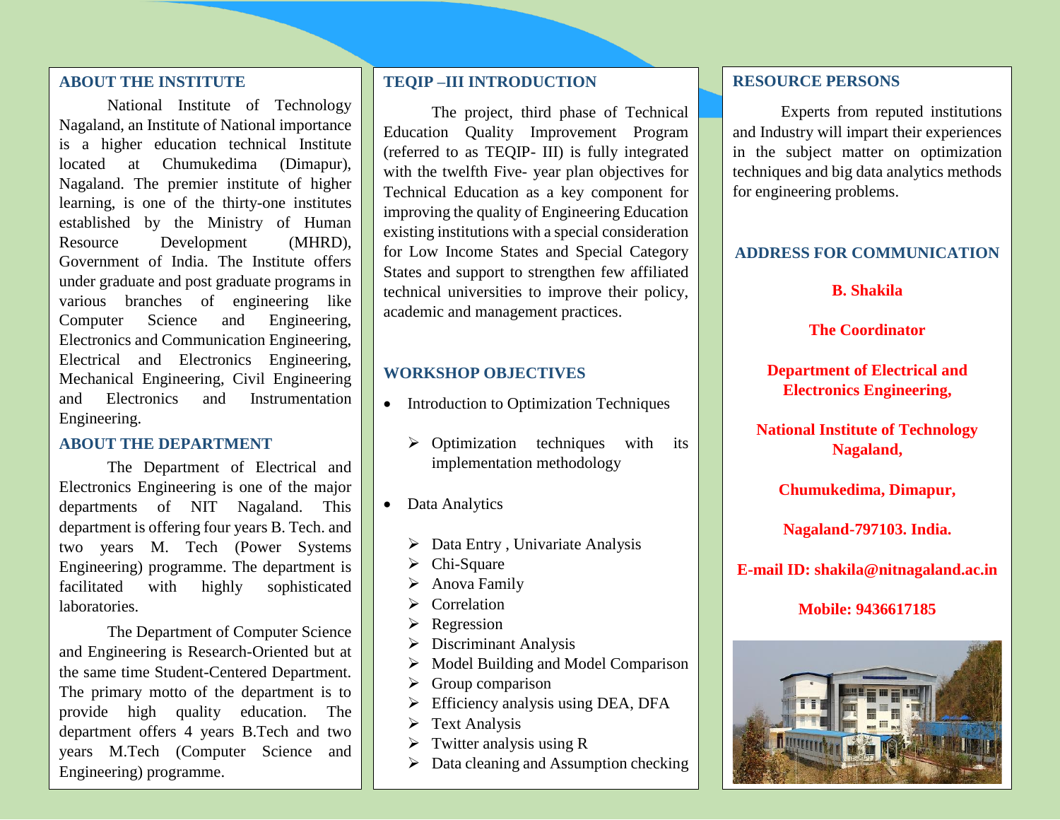## ABOUT THE INSTITUTE

National Institute of Technology Nagaland, an Institute of National importance is a higher education technical Institute located at Chumukedima (Dimapur), Nagaland. The premier institute of higher learning, is one of the thirty-one institutes established by the Ministry of Human Resource Development (MHRD), Government of India. The Institute offers under graduate and post graduate programs in various branches of engineering like Computer Science and Engineering, Electronics and Communication Engineering, Electrical and Electronics Engineering, Mechanical Engineering, Civil Engineering and Electronics and Instrumentation Engineering.

## ABOUT THE DEPARTMENT

The Department of Electrical and Electronics Engineering is one of the major departments of NIT Nagaland. This department is offering four years B. Tech. and two years M. Tech (Power Systems Engineering) programme. The department is facilitated with highly sophisticated laboratories.

The Department of Computer Science and Engineering is Research-Oriented but at the same time Student-Centered Department. The primary motto of the department is to provide high quality education. The department offers 4 years B.Tech and two years M.Tech (Computer Science and Engineering) programme.

## TEQIP –III INTRODUCTION

The project, third phase of Technical Education Quality Improvement Program (referred to as TEQIP- III) is fully integrated with the twelfth Five- year plan objectives for Technical Education as a key component for improving the quality of Engineering Education existing institutions with a special consideration for Low Income States and Special Category States and support to strengthen few affiliated technical universities to improve their policy, academic and management practices.

## WORKSHOP OBJECTIVES

- Introduction to Optimization Techniques
  - Optimization techniques with its implementation methodology
- Data Analytics
  - Data Entry , Univariate Analysis
  - Chi-Square
  - Anova Family
  - Correlation
  - Regression
  - Discriminant Analysis
  - Model Building and Model Comparison
  - Group comparison
  - Efficiency analysis using DEA, DFA
  - Text Analysis
  - Twitter analysis using R
  - Data cleaning and Assumption checking

## RESOURCE PERSONS

Experts from reputed institutions and Industry will impart their experiences in the subject matter on optimization techniques and big data analytics methods for engineering problems.

## ADDRESS FOR COMMUNICATION

**B. Shakila**

**The Coordinator**

**Department of Electrical and Electronics Engineering,**

**National Institute of Technology Nagaland,**

**Chumukedima, Dimapur,**

**Nagaland-797103. India.**

**E-mail ID: shakila@nitnagaland.ac.in**

**Mobile: 9436617185**